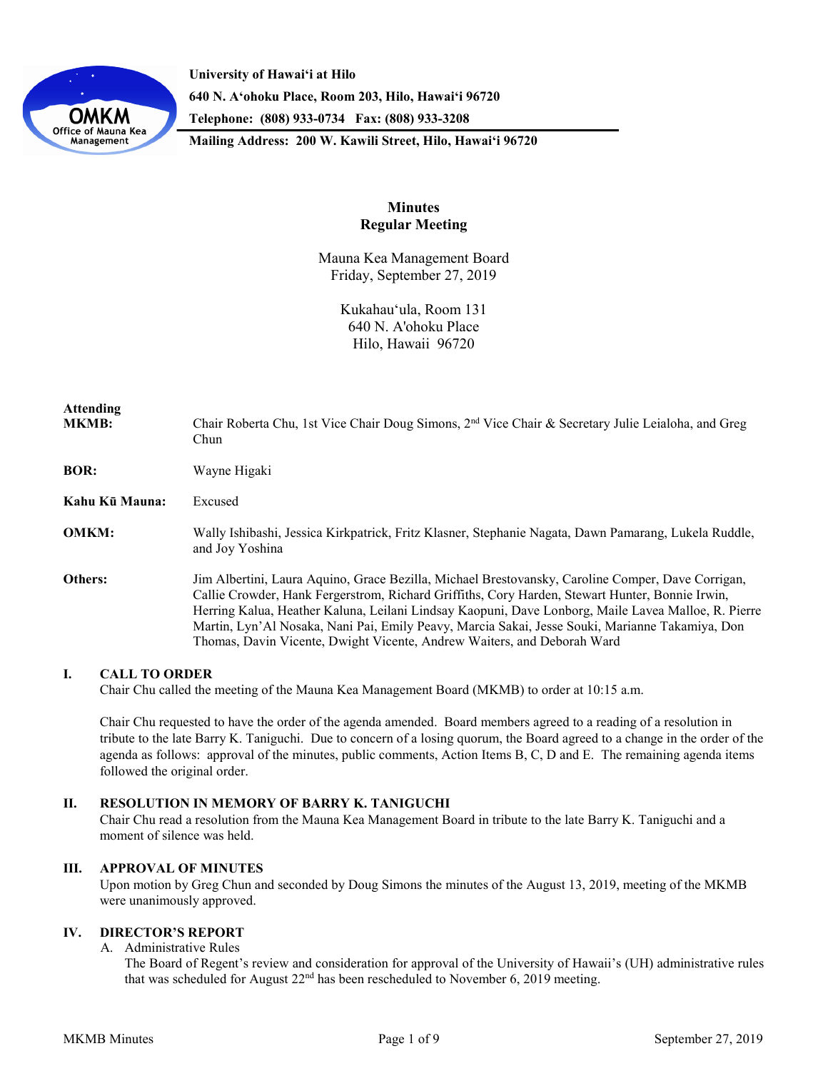University of Hawaiʻi at Hilo
640 N. Aʻohoku Place, Room 203, Hilo, Hawaiʻi 96720
Telephone: (808) 933-0734 Fax: (808) 933-3208
Mailing Address: 200 W. Kawili Street, Hilo, Hawaiʻi 96720

# Minutes
## Regular Meeting

Mauna Kea Management Board
Friday, September 27, 2019

Kukahauʻula, Room 131
640 N. A'ohoku Place
Hilo, Hawaii 96720

**Attending**
**MKMB:** Chair Roberta Chu, 1st Vice Chair Doug Simons, 2nd Vice Chair & Secretary Julie Leialoha, and Greg Chun

**BOR:** Wayne Higaki

**Kahu Kū Mauna:** Excused

**OMKM:** Wally Ishibashi, Jessica Kirkpatrick, Fritz Klasner, Stephanie Nagata, Dawn Pamarang, Lukela Ruddle, and Joy Yoshina

**Others:** Jim Albertini, Laura Aquino, Grace Bezilla, Michael Brestovansky, Caroline Comper, Dave Corrigan, Callie Crowder, Hank Fergerstrom, Richard Griffiths, Cory Harden, Stewart Hunter, Bonnie Irwin, Herring Kalua, Heather Kaluna, Leilani Lindsay Kaopuni, Dave Lonborg, Maile Lavea Malloe, R. Pierre Martin, Lyn'Al Nosaka, Nani Pai, Emily Peavy, Marcia Sakai, Jesse Souki, Marianne Takamiya, Don Thomas, Davin Vicente, Dwight Vicente, Andrew Waiters, and Deborah Ward

### I. CALL TO ORDER

Chair Chu called the meeting of the Mauna Kea Management Board (MKMB) to order at 10:15 a.m.

Chair Chu requested to have the order of the agenda amended. Board members agreed to a reading of a resolution in tribute to the late Barry K. Taniguchi. Due to concern of a losing quorum, the Board agreed to a change in the order of the agenda as follows: approval of the minutes, public comments, Action Items B, C, D and E. The remaining agenda items followed the original order.

### II. RESOLUTION IN MEMORY OF BARRY K. TANIGUCHI

Chair Chu read a resolution from the Mauna Kea Management Board in tribute to the late Barry K. Taniguchi and a moment of silence was held.

### III. APPROVAL OF MINUTES

Upon motion by Greg Chun and seconded by Doug Simons the minutes of the August 13, 2019, meeting of the MKMB were unanimously approved.

### IV. DIRECTOR'S REPORT

A. Administrative Rules

The Board of Regent's review and consideration for approval of the University of Hawaii's (UH) administrative rules that was scheduled for August 22nd has been rescheduled to November 6, 2019 meeting.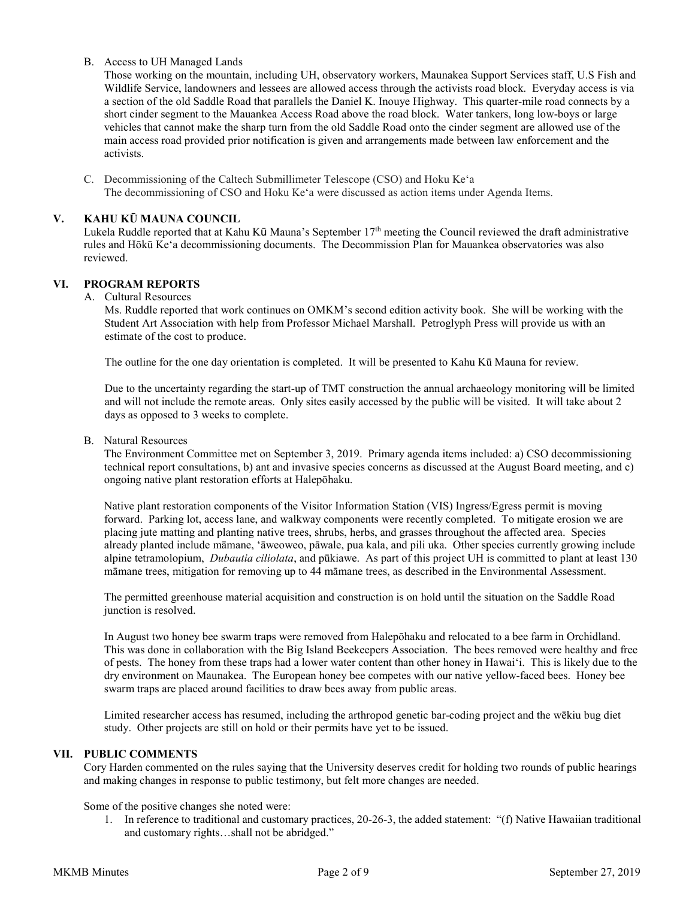B. Access to UH Managed Lands

Those working on the mountain, including UH, observatory workers, Maunakea Support Services staff, U.S Fish and Wildlife Service, landowners and lessees are allowed access through the activists road block. Everyday access is via a section of the old Saddle Road that parallels the Daniel K. Inouye Highway. This quarter-mile road connects by a short cinder segment to the Mauankea Access Road above the road block. Water tankers, long low-boys or large vehicles that cannot make the sharp turn from the old Saddle Road onto the cinder segment are allowed use of the main access road provided prior notification is given and arrangements made between law enforcement and the activists.

C. Decommissioning of the Caltech Submillimeter Telescope (CSO) and Hoku Ke'a

The decommissioning of CSO and Hoku Ke'a were discussed as action items under Agenda Items.

## V. KAHU KŪ MAUNA COUNCIL

Lukela Ruddle reported that at Kahu Kū Mauna's September 17th meeting the Council reviewed the draft administrative rules and Hōkū Ke'a decommissioning documents. The Decommission Plan for Mauankea observatories was also reviewed.

## VI. PROGRAM REPORTS

A. Cultural Resources

Ms. Ruddle reported that work continues on OMKM's second edition activity book. She will be working with the Student Art Association with help from Professor Michael Marshall. Petroglyph Press will provide us with an estimate of the cost to produce.

The outline for the one day orientation is completed. It will be presented to Kahu Kū Mauna for review.

Due to the uncertainty regarding the start-up of TMT construction the annual archaeology monitoring will be limited and will not include the remote areas. Only sites easily accessed by the public will be visited. It will take about 2 days as opposed to 3 weeks to complete.

B. Natural Resources

The Environment Committee met on September 3, 2019. Primary agenda items included: a) CSO decommissioning technical report consultations, b) ant and invasive species concerns as discussed at the August Board meeting, and c) ongoing native plant restoration efforts at Halepōhaku.

Native plant restoration components of the Visitor Information Station (VIS) Ingress/Egress permit is moving forward. Parking lot, access lane, and walkway components were recently completed. To mitigate erosion we are placing jute matting and planting native trees, shrubs, herbs, and grasses throughout the affected area. Species already planted include māmane, 'āweoweo, pāwale, pua kala, and pili uka. Other species currently growing include alpine tetramolopium, *Dubautia ciliolata*, and pūkiawe. As part of this project UH is committed to plant at least 130 māmane trees, mitigation for removing up to 44 māmane trees, as described in the Environmental Assessment.

The permitted greenhouse material acquisition and construction is on hold until the situation on the Saddle Road junction is resolved.

In August two honey bee swarm traps were removed from Halepōhaku and relocated to a bee farm in Orchidland. This was done in collaboration with the Big Island Beekeepers Association. The bees removed were healthy and free of pests. The honey from these traps had a lower water content than other honey in Hawai'i. This is likely due to the dry environment on Maunakea. The European honey bee competes with our native yellow-faced bees. Honey bee swarm traps are placed around facilities to draw bees away from public areas.

Limited researcher access has resumed, including the arthropod genetic bar-coding project and the wēkiu bug diet study. Other projects are still on hold or their permits have yet to be issued.

## VII. PUBLIC COMMENTS

Cory Harden commented on the rules saying that the University deserves credit for holding two rounds of public hearings and making changes in response to public testimony, but felt more changes are needed.

Some of the positive changes she noted were:

1. In reference to traditional and customary practices, 20-26-3, the added statement: "(f) Native Hawaiian traditional and customary rights…shall not be abridged."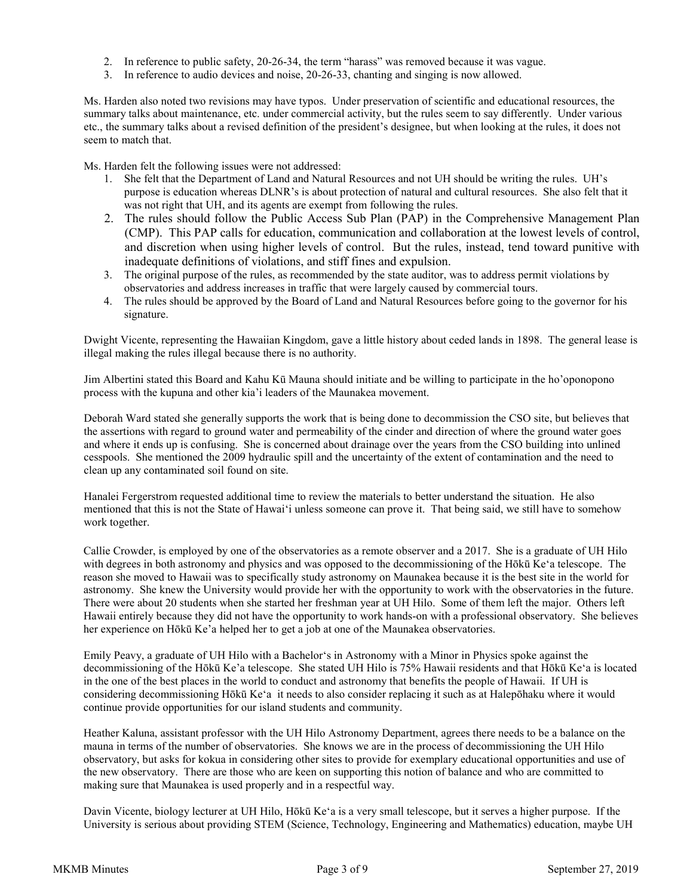2. In reference to public safety, 20-26-34, the term "harass" was removed because it was vague.
3. In reference to audio devices and noise, 20-26-33, chanting and singing is now allowed.

Ms. Harden also noted two revisions may have typos. Under preservation of scientific and educational resources, the summary talks about maintenance, etc. under commercial activity, but the rules seem to say differently. Under various etc., the summary talks about a revised definition of the president's designee, but when looking at the rules, it does not seem to match that.

Ms. Harden felt the following issues were not addressed:

1. She felt that the Department of Land and Natural Resources and not UH should be writing the rules. UH's purpose is education whereas DLNR's is about protection of natural and cultural resources. She also felt that it was not right that UH, and its agents are exempt from following the rules.
2. The rules should follow the Public Access Sub Plan (PAP) in the Comprehensive Management Plan (CMP). This PAP calls for education, communication and collaboration at the lowest levels of control, and discretion when using higher levels of control. But the rules, instead, tend toward punitive with inadequate definitions of violations, and stiff fines and expulsion.
3. The original purpose of the rules, as recommended by the state auditor, was to address permit violations by observatories and address increases in traffic that were largely caused by commercial tours.
4. The rules should be approved by the Board of Land and Natural Resources before going to the governor for his signature.

Dwight Vicente, representing the Hawaiian Kingdom, gave a little history about ceded lands in 1898. The general lease is illegal making the rules illegal because there is no authority.

Jim Albertini stated this Board and Kahu Kū Mauna should initiate and be willing to participate in the ho'oponopono process with the kupuna and other kia'i leaders of the Maunakea movement.

Deborah Ward stated she generally supports the work that is being done to decommission the CSO site, but believes that the assertions with regard to ground water and permeability of the cinder and direction of where the ground water goes and where it ends up is confusing. She is concerned about drainage over the years from the CSO building into unlined cesspools. She mentioned the 2009 hydraulic spill and the uncertainty of the extent of contamination and the need to clean up any contaminated soil found on site.

Hanalei Fergerstrom requested additional time to review the materials to better understand the situation. He also mentioned that this is not the State of Hawai'i unless someone can prove it. That being said, we still have to somehow work together.

Callie Crowder, is employed by one of the observatories as a remote observer and a 2017. She is a graduate of UH Hilo with degrees in both astronomy and physics and was opposed to the decommissioning of the Hōkū Ke'a telescope. The reason she moved to Hawaii was to specifically study astronomy on Maunakea because it is the best site in the world for astronomy. She knew the University would provide her with the opportunity to work with the observatories in the future. There were about 20 students when she started her freshman year at UH Hilo. Some of them left the major. Others left Hawaii entirely because they did not have the opportunity to work hands-on with a professional observatory. She believes her experience on Hōkū Ke'a helped her to get a job at one of the Maunakea observatories.

Emily Peavy, a graduate of UH Hilo with a Bachelor's in Astronomy with a Minor in Physics spoke against the decommissioning of the Hōkū Ke'a telescope. She stated UH Hilo is 75% Hawaii residents and that Hōkū Ke'a is located in the one of the best places in the world to conduct and astronomy that benefits the people of Hawaii. If UH is considering decommissioning Hōkū Ke'a it needs to also consider replacing it such as at Halepōhaku where it would continue provide opportunities for our island students and community.

Heather Kaluna, assistant professor with the UH Hilo Astronomy Department, agrees there needs to be a balance on the mauna in terms of the number of observatories. She knows we are in the process of decommissioning the UH Hilo observatory, but asks for kokua in considering other sites to provide for exemplary educational opportunities and use of the new observatory. There are those who are keen on supporting this notion of balance and who are committed to making sure that Maunakea is used properly and in a respectful way.

Davin Vicente, biology lecturer at UH Hilo, Hōkū Ke'a is a very small telescope, but it serves a higher purpose. If the University is serious about providing STEM (Science, Technology, Engineering and Mathematics) education, maybe UH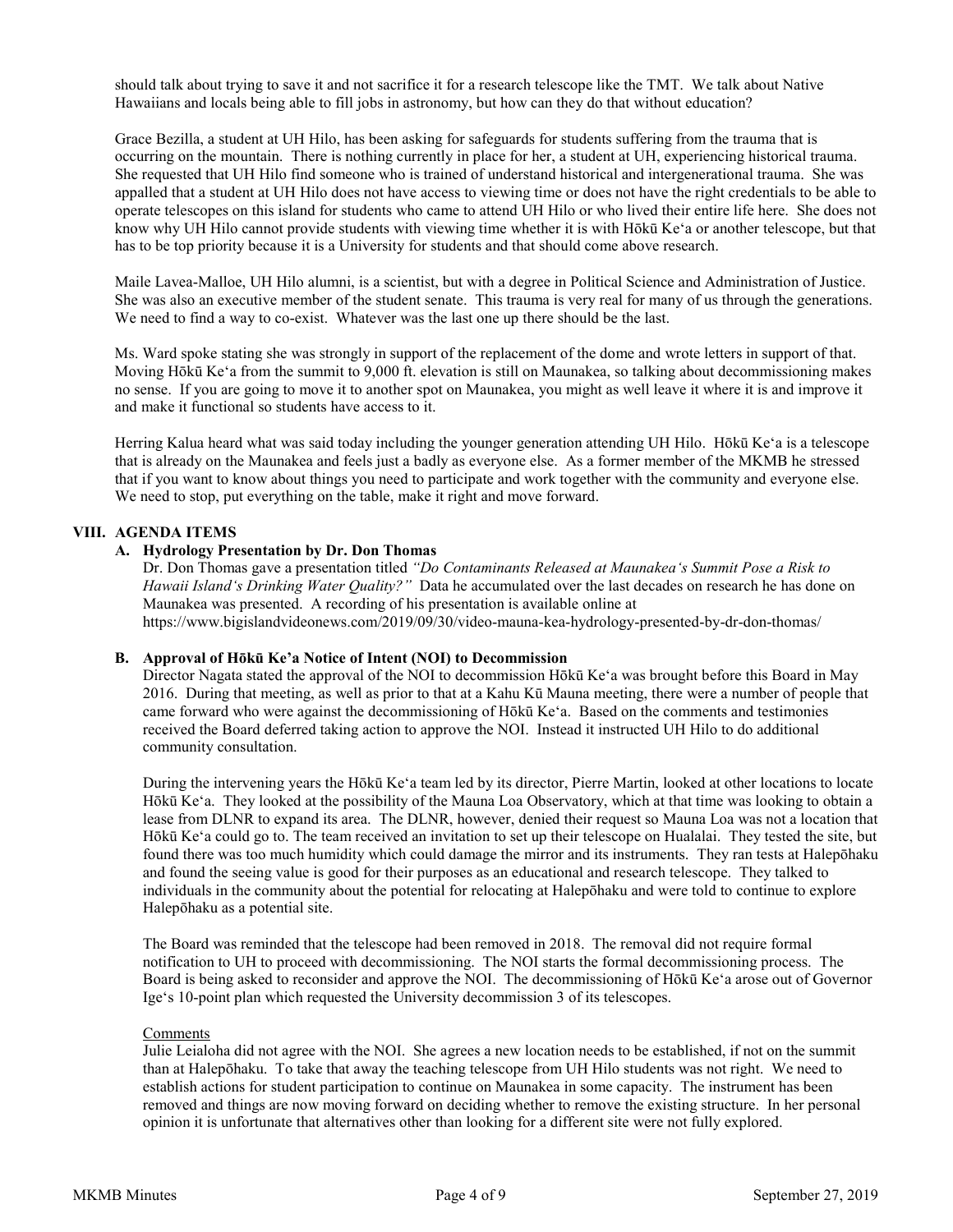should talk about trying to save it and not sacrifice it for a research telescope like the TMT. We talk about Native Hawaiians and locals being able to fill jobs in astronomy, but how can they do that without education?

Grace Bezilla, a student at UH Hilo, has been asking for safeguards for students suffering from the trauma that is occurring on the mountain. There is nothing currently in place for her, a student at UH, experiencing historical trauma. She requested that UH Hilo find someone who is trained of understand historical and intergenerational trauma. She was appalled that a student at UH Hilo does not have access to viewing time or does not have the right credentials to be able to operate telescopes on this island for students who came to attend UH Hilo or who lived their entire life here. She does not know why UH Hilo cannot provide students with viewing time whether it is with Hōkū Keʻa or another telescope, but that has to be top priority because it is a University for students and that should come above research.

Maile Lavea-Malloe, UH Hilo alumni, is a scientist, but with a degree in Political Science and Administration of Justice. She was also an executive member of the student senate. This trauma is very real for many of us through the generations. We need to find a way to co-exist. Whatever was the last one up there should be the last.

Ms. Ward spoke stating she was strongly in support of the replacement of the dome and wrote letters in support of that. Moving Hōkū Keʻa from the summit to 9,000 ft. elevation is still on Maunakea, so talking about decommissioning makes no sense. If you are going to move it to another spot on Maunakea, you might as well leave it where it is and improve it and make it functional so students have access to it.

Herring Kalua heard what was said today including the younger generation attending UH Hilo. Hōkū Keʻa is a telescope that is already on the Maunakea and feels just a badly as everyone else. As a former member of the MKMB he stressed that if you want to know about things you need to participate and work together with the community and everyone else. We need to stop, put everything on the table, make it right and move forward.

## VIII. AGENDA ITEMS

### A. Hydrology Presentation by Dr. Don Thomas

Dr. Don Thomas gave a presentation titled *"Do Contaminants Released at Maunakea's Summit Pose a Risk to Hawaii Island's Drinking Water Quality?"* Data he accumulated over the last decades on research he has done on Maunakea was presented. A recording of his presentation is available online at https://www.bigislandvideonews.com/2019/09/30/video-mauna-kea-hydrology-presented-by-dr-don-thomas/

### B. Approval of Hōkū Ke'a Notice of Intent (NOI) to Decommission

Director Nagata stated the approval of the NOI to decommission Hōkū Keʻa was brought before this Board in May 2016. During that meeting, as well as prior to that at a Kahu Kū Mauna meeting, there were a number of people that came forward who were against the decommissioning of Hōkū Keʻa. Based on the comments and testimonies received the Board deferred taking action to approve the NOI. Instead it instructed UH Hilo to do additional community consultation.

During the intervening years the Hōkū Keʻa team led by its director, Pierre Martin, looked at other locations to locate Hōkū Keʻa. They looked at the possibility of the Mauna Loa Observatory, which at that time was looking to obtain a lease from DLNR to expand its area. The DLNR, however, denied their request so Mauna Loa was not a location that Hōkū Keʻa could go to. The team received an invitation to set up their telescope on Hualalai. They tested the site, but found there was too much humidity which could damage the mirror and its instruments. They ran tests at Halepōhaku and found the seeing value is good for their purposes as an educational and research telescope. They talked to individuals in the community about the potential for relocating at Halepōhaku and were told to continue to explore Halepōhaku as a potential site.

The Board was reminded that the telescope had been removed in 2018. The removal did not require formal notification to UH to proceed with decommissioning. The NOI starts the formal decommissioning process. The Board is being asked to reconsider and approve the NOI. The decommissioning of Hōkū Keʻa arose out of Governor Ige's 10-point plan which requested the University decommission 3 of its telescopes.

Comments

Julie Leialoha did not agree with the NOI. She agrees a new location needs to be established, if not on the summit than at Halepōhaku. To take that away the teaching telescope from UH Hilo students was not right. We need to establish actions for student participation to continue on Maunakea in some capacity. The instrument has been removed and things are now moving forward on deciding whether to remove the existing structure. In her personal opinion it is unfortunate that alternatives other than looking for a different site were not fully explored.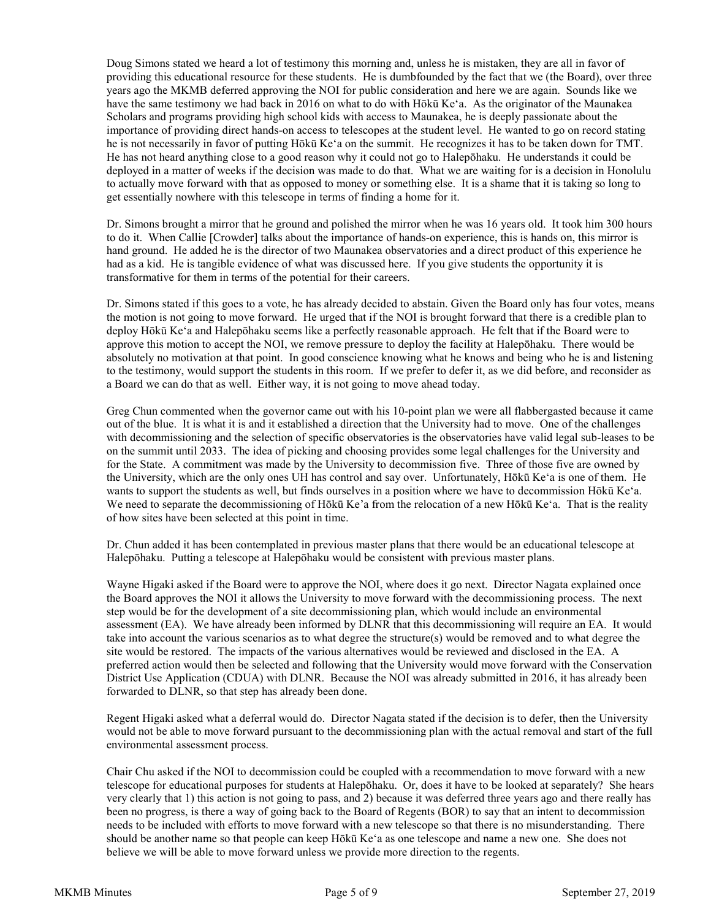Doug Simons stated we heard a lot of testimony this morning and, unless he is mistaken, they are all in favor of providing this educational resource for these students. He is dumbfounded by the fact that we (the Board), over three years ago the MKMB deferred approving the NOI for public consideration and here we are again. Sounds like we have the same testimony we had back in 2016 on what to do with Hōkū Keʻa. As the originator of the Maunakea Scholars and programs providing high school kids with access to Maunakea, he is deeply passionate about the importance of providing direct hands-on access to telescopes at the student level. He wanted to go on record stating he is not necessarily in favor of putting Hōkū Keʻa on the summit. He recognizes it has to be taken down for TMT. He has not heard anything close to a good reason why it could not go to Halepōhaku. He understands it could be deployed in a matter of weeks if the decision was made to do that. What we are waiting for is a decision in Honolulu to actually move forward with that as opposed to money or something else. It is a shame that it is taking so long to get essentially nowhere with this telescope in terms of finding a home for it.

Dr. Simons brought a mirror that he ground and polished the mirror when he was 16 years old. It took him 300 hours to do it. When Callie [Crowder] talks about the importance of hands-on experience, this is hands on, this mirror is hand ground. He added he is the director of two Maunakea observatories and a direct product of this experience he had as a kid. He is tangible evidence of what was discussed here. If you give students the opportunity it is transformative for them in terms of the potential for their careers.

Dr. Simons stated if this goes to a vote, he has already decided to abstain. Given the Board only has four votes, means the motion is not going to move forward. He urged that if the NOI is brought forward that there is a credible plan to deploy Hōkū Keʻa and Halepōhaku seems like a perfectly reasonable approach. He felt that if the Board were to approve this motion to accept the NOI, we remove pressure to deploy the facility at Halepōhaku. There would be absolutely no motivation at that point. In good conscience knowing what he knows and being who he is and listening to the testimony, would support the students in this room. If we prefer to defer it, as we did before, and reconsider as a Board we can do that as well. Either way, it is not going to move ahead today.

Greg Chun commented when the governor came out with his 10-point plan we were all flabbergasted because it came out of the blue. It is what it is and it established a direction that the University had to move. One of the challenges with decommissioning and the selection of specific observatories is the observatories have valid legal sub-leases to be on the summit until 2033. The idea of picking and choosing provides some legal challenges for the University and for the State. A commitment was made by the University to decommission five. Three of those five are owned by the University, which are the only ones UH has control and say over. Unfortunately, Hōkū Keʻa is one of them. He wants to support the students as well, but finds ourselves in a position where we have to decommission Hōkū Keʻa. We need to separate the decommissioning of Hōkū Ke'a from the relocation of a new Hōkū Keʻa. That is the reality of how sites have been selected at this point in time.

Dr. Chun added it has been contemplated in previous master plans that there would be an educational telescope at Halepōhaku. Putting a telescope at Halepōhaku would be consistent with previous master plans.

Wayne Higaki asked if the Board were to approve the NOI, where does it go next. Director Nagata explained once the Board approves the NOI it allows the University to move forward with the decommissioning process. The next step would be for the development of a site decommissioning plan, which would include an environmental assessment (EA). We have already been informed by DLNR that this decommissioning will require an EA. It would take into account the various scenarios as to what degree the structure(s) would be removed and to what degree the site would be restored. The impacts of the various alternatives would be reviewed and disclosed in the EA. A preferred action would then be selected and following that the University would move forward with the Conservation District Use Application (CDUA) with DLNR. Because the NOI was already submitted in 2016, it has already been forwarded to DLNR, so that step has already been done.

Regent Higaki asked what a deferral would do. Director Nagata stated if the decision is to defer, then the University would not be able to move forward pursuant to the decommissioning plan with the actual removal and start of the full environmental assessment process.

Chair Chu asked if the NOI to decommission could be coupled with a recommendation to move forward with a new telescope for educational purposes for students at Halepōhaku. Or, does it have to be looked at separately? She hears very clearly that 1) this action is not going to pass, and 2) because it was deferred three years ago and there really has been no progress, is there a way of going back to the Board of Regents (BOR) to say that an intent to decommission needs to be included with efforts to move forward with a new telescope so that there is no misunderstanding. There should be another name so that people can keep Hōkū Keʻa as one telescope and name a new one. She does not believe we will be able to move forward unless we provide more direction to the regents.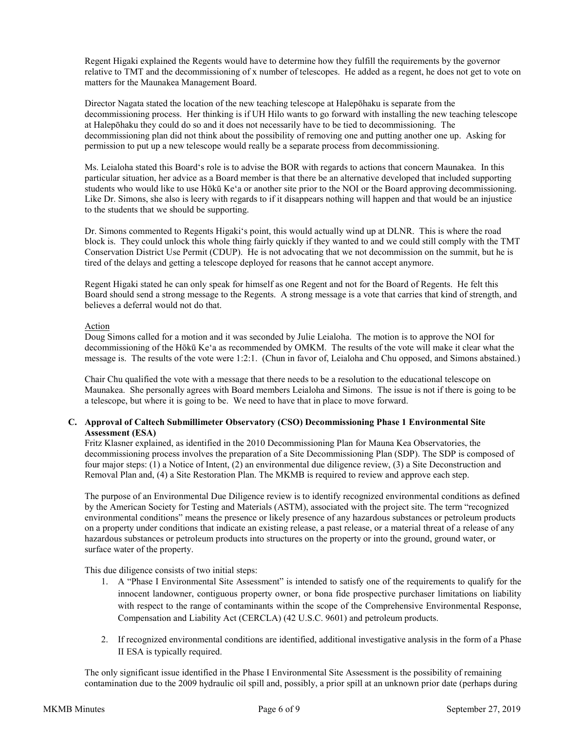Regent Higaki explained the Regents would have to determine how they fulfill the requirements by the governor relative to TMT and the decommissioning of x number of telescopes. He added as a regent, he does not get to vote on matters for the Maunakea Management Board.

Director Nagata stated the location of the new teaching telescope at Halepōhaku is separate from the decommissioning process. Her thinking is if UH Hilo wants to go forward with installing the new teaching telescope at Halepōhaku they could do so and it does not necessarily have to be tied to decommissioning. The decommissioning plan did not think about the possibility of removing one and putting another one up. Asking for permission to put up a new telescope would really be a separate process from decommissioning.

Ms. Leialoha stated this Board's role is to advise the BOR with regards to actions that concern Maunakea. In this particular situation, her advice as a Board member is that there be an alternative developed that included supporting students who would like to use Hōkū Keʻa or another site prior to the NOI or the Board approving decommissioning. Like Dr. Simons, she also is leery with regards to if it disappears nothing will happen and that would be an injustice to the students that we should be supporting.

Dr. Simons commented to Regents Higaki's point, this would actually wind up at DLNR. This is where the road block is. They could unlock this whole thing fairly quickly if they wanted to and we could still comply with the TMT Conservation District Use Permit (CDUP). He is not advocating that we not decommission on the summit, but he is tired of the delays and getting a telescope deployed for reasons that he cannot accept anymore.

Regent Higaki stated he can only speak for himself as one Regent and not for the Board of Regents. He felt this Board should send a strong message to the Regents. A strong message is a vote that carries that kind of strength, and believes a deferral would not do that.

Action

Doug Simons called for a motion and it was seconded by Julie Leialoha. The motion is to approve the NOI for decommissioning of the Hōkū Keʻa as recommended by OMKM. The results of the vote will make it clear what the message is. The results of the vote were 1:2:1. (Chun in favor of, Leialoha and Chu opposed, and Simons abstained.)

Chair Chu qualified the vote with a message that there needs to be a resolution to the educational telescope on Maunakea. She personally agrees with Board members Leialoha and Simons. The issue is not if there is going to be a telescope, but where it is going to be. We need to have that in place to move forward.

**C. Approval of Caltech Submillimeter Observatory (CSO) Decommissioning Phase 1 Environmental Site Assessment (ESA)**

Fritz Klasner explained, as identified in the 2010 Decommissioning Plan for Mauna Kea Observatories, the decommissioning process involves the preparation of a Site Decommissioning Plan (SDP). The SDP is composed of four major steps: (1) a Notice of Intent, (2) an environmental due diligence review, (3) a Site Deconstruction and Removal Plan and, (4) a Site Restoration Plan. The MKMB is required to review and approve each step.

The purpose of an Environmental Due Diligence review is to identify recognized environmental conditions as defined by the American Society for Testing and Materials (ASTM), associated with the project site. The term "recognized environmental conditions" means the presence or likely presence of any hazardous substances or petroleum products on a property under conditions that indicate an existing release, a past release, or a material threat of a release of any hazardous substances or petroleum products into structures on the property or into the ground, ground water, or surface water of the property.

This due diligence consists of two initial steps:

1. A "Phase I Environmental Site Assessment" is intended to satisfy one of the requirements to qualify for the innocent landowner, contiguous property owner, or bona fide prospective purchaser limitations on liability with respect to the range of contaminants within the scope of the Comprehensive Environmental Response, Compensation and Liability Act (CERCLA) (42 U.S.C. 9601) and petroleum products.
2. If recognized environmental conditions are identified, additional investigative analysis in the form of a Phase II ESA is typically required.

The only significant issue identified in the Phase I Environmental Site Assessment is the possibility of remaining contamination due to the 2009 hydraulic oil spill and, possibly, a prior spill at an unknown prior date (perhaps during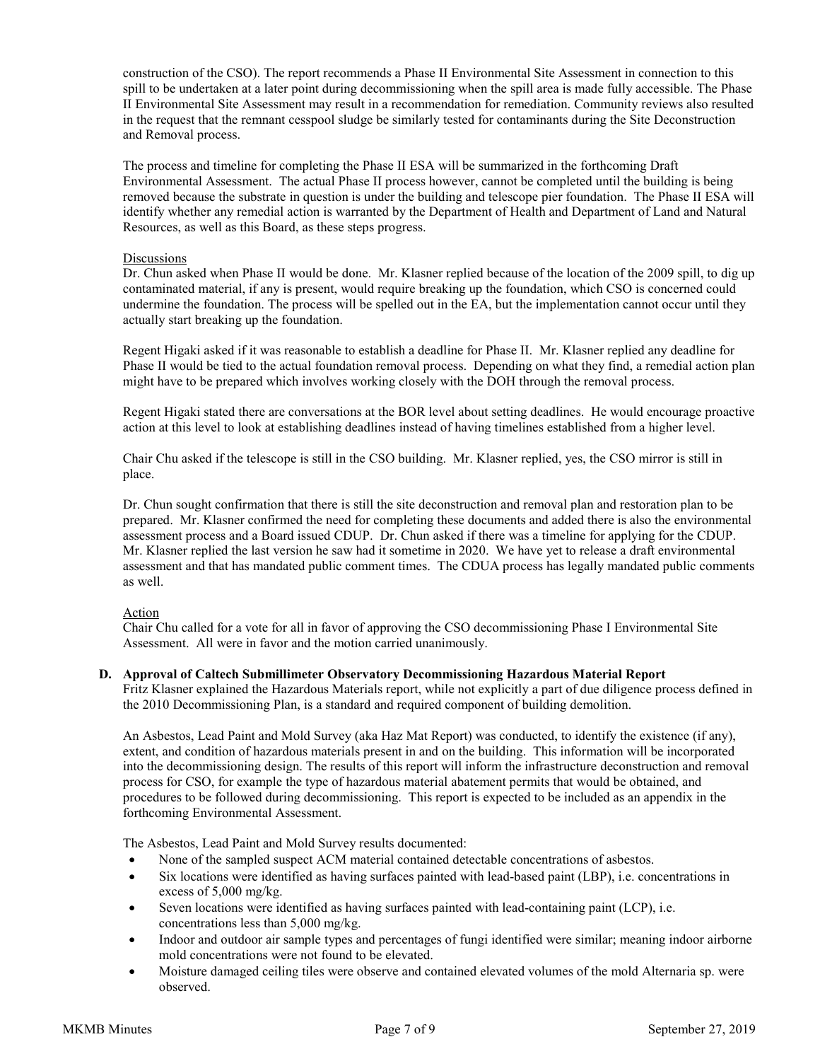construction of the CSO). The report recommends a Phase II Environmental Site Assessment in connection to this spill to be undertaken at a later point during decommissioning when the spill area is made fully accessible. The Phase II Environmental Site Assessment may result in a recommendation for remediation. Community reviews also resulted in the request that the remnant cesspool sludge be similarly tested for contaminants during the Site Deconstruction and Removal process.

The process and timeline for completing the Phase II ESA will be summarized in the forthcoming Draft Environmental Assessment. The actual Phase II process however, cannot be completed until the building is being removed because the substrate in question is under the building and telescope pier foundation. The Phase II ESA will identify whether any remedial action is warranted by the Department of Health and Department of Land and Natural Resources, as well as this Board, as these steps progress.

Discussions

Dr. Chun asked when Phase II would be done. Mr. Klasner replied because of the location of the 2009 spill, to dig up contaminated material, if any is present, would require breaking up the foundation, which CSO is concerned could undermine the foundation. The process will be spelled out in the EA, but the implementation cannot occur until they actually start breaking up the foundation.

Regent Higaki asked if it was reasonable to establish a deadline for Phase II. Mr. Klasner replied any deadline for Phase II would be tied to the actual foundation removal process. Depending on what they find, a remedial action plan might have to be prepared which involves working closely with the DOH through the removal process.

Regent Higaki stated there are conversations at the BOR level about setting deadlines. He would encourage proactive action at this level to look at establishing deadlines instead of having timelines established from a higher level.

Chair Chu asked if the telescope is still in the CSO building. Mr. Klasner replied, yes, the CSO mirror is still in place.

Dr. Chun sought confirmation that there is still the site deconstruction and removal plan and restoration plan to be prepared. Mr. Klasner confirmed the need for completing these documents and added there is also the environmental assessment process and a Board issued CDUP. Dr. Chun asked if there was a timeline for applying for the CDUP. Mr. Klasner replied the last version he saw had it sometime in 2020. We have yet to release a draft environmental assessment and that has mandated public comment times. The CDUA process has legally mandated public comments as well.

Action

Chair Chu called for a vote for all in favor of approving the CSO decommissioning Phase I Environmental Site Assessment. All were in favor and the motion carried unanimously.

**D. Approval of Caltech Submillimeter Observatory Decommissioning Hazardous Material Report**

Fritz Klasner explained the Hazardous Materials report, while not explicitly a part of due diligence process defined in the 2010 Decommissioning Plan, is a standard and required component of building demolition.

An Asbestos, Lead Paint and Mold Survey (aka Haz Mat Report) was conducted, to identify the existence (if any), extent, and condition of hazardous materials present in and on the building. This information will be incorporated into the decommissioning design. The results of this report will inform the infrastructure deconstruction and removal process for CSO, for example the type of hazardous material abatement permits that would be obtained, and procedures to be followed during decommissioning. This report is expected to be included as an appendix in the forthcoming Environmental Assessment.

The Asbestos, Lead Paint and Mold Survey results documented:

- None of the sampled suspect ACM material contained detectable concentrations of asbestos.
- Six locations were identified as having surfaces painted with lead-based paint (LBP), i.e. concentrations in excess of 5,000 mg/kg.
- Seven locations were identified as having surfaces painted with lead-containing paint (LCP), i.e. concentrations less than 5,000 mg/kg.
- Indoor and outdoor air sample types and percentages of fungi identified were similar; meaning indoor airborne mold concentrations were not found to be elevated.
- Moisture damaged ceiling tiles were observe and contained elevated volumes of the mold Alternaria sp. were observed.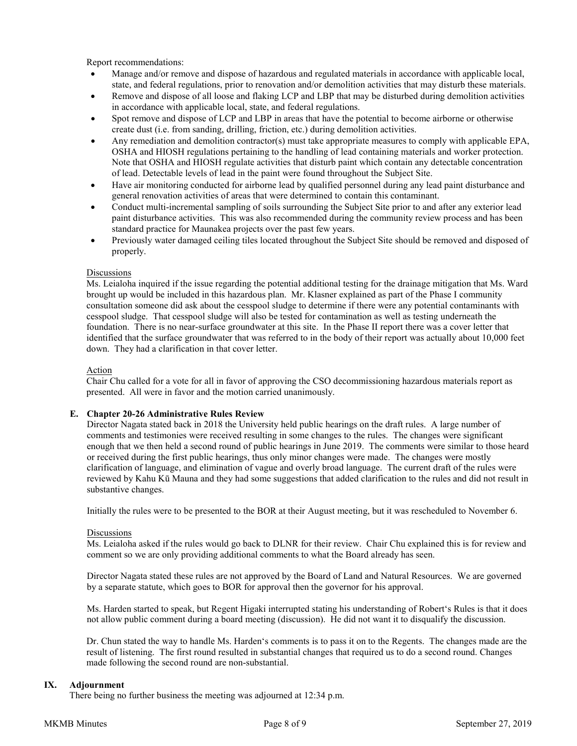Report recommendations:

- Manage and/or remove and dispose of hazardous and regulated materials in accordance with applicable local, state, and federal regulations, prior to renovation and/or demolition activities that may disturb these materials.
- Remove and dispose of all loose and flaking LCP and LBP that may be disturbed during demolition activities in accordance with applicable local, state, and federal regulations.
- Spot remove and dispose of LCP and LBP in areas that have the potential to become airborne or otherwise create dust (i.e. from sanding, drilling, friction, etc.) during demolition activities.
- Any remediation and demolition contractor(s) must take appropriate measures to comply with applicable EPA, OSHA and HIOSH regulations pertaining to the handling of lead containing materials and worker protection. Note that OSHA and HIOSH regulate activities that disturb paint which contain any detectable concentration of lead. Detectable levels of lead in the paint were found throughout the Subject Site.
- Have air monitoring conducted for airborne lead by qualified personnel during any lead paint disturbance and general renovation activities of areas that were determined to contain this contaminant.
- Conduct multi-incremental sampling of soils surrounding the Subject Site prior to and after any exterior lead paint disturbance activities. This was also recommended during the community review process and has been standard practice for Maunakea projects over the past few years.
- Previously water damaged ceiling tiles located throughout the Subject Site should be removed and disposed of properly.

Discussions

Ms. Leialoha inquired if the issue regarding the potential additional testing for the drainage mitigation that Ms. Ward brought up would be included in this hazardous plan. Mr. Klasner explained as part of the Phase I community consultation someone did ask about the cesspool sludge to determine if there were any potential contaminants with cesspool sludge. That cesspool sludge will also be tested for contamination as well as testing underneath the foundation. There is no near-surface groundwater at this site. In the Phase II report there was a cover letter that identified that the surface groundwater that was referred to in the body of their report was actually about 10,000 feet down. They had a clarification in that cover letter.

Action

Chair Chu called for a vote for all in favor of approving the CSO decommissioning hazardous materials report as presented. All were in favor and the motion carried unanimously.

**E. Chapter 20-26 Administrative Rules Review**

Director Nagata stated back in 2018 the University held public hearings on the draft rules. A large number of comments and testimonies were received resulting in some changes to the rules. The changes were significant enough that we then held a second round of public hearings in June 2019. The comments were similar to those heard or received during the first public hearings, thus only minor changes were made. The changes were mostly clarification of language, and elimination of vague and overly broad language. The current draft of the rules were reviewed by Kahu Kū Mauna and they had some suggestions that added clarification to the rules and did not result in substantive changes.

Initially the rules were to be presented to the BOR at their August meeting, but it was rescheduled to November 6.

Discussions

Ms. Leialoha asked if the rules would go back to DLNR for their review. Chair Chu explained this is for review and comment so we are only providing additional comments to what the Board already has seen.

Director Nagata stated these rules are not approved by the Board of Land and Natural Resources. We are governed by a separate statute, which goes to BOR for approval then the governor for his approval.

Ms. Harden started to speak, but Regent Higaki interrupted stating his understanding of Robert's Rules is that it does not allow public comment during a board meeting (discussion). He did not want it to disqualify the discussion.

Dr. Chun stated the way to handle Ms. Harden's comments is to pass it on to the Regents. The changes made are the result of listening. The first round resulted in substantial changes that required us to do a second round. Changes made following the second round are non-substantial.

## IX. Adjournment

There being no further business the meeting was adjourned at 12:34 p.m.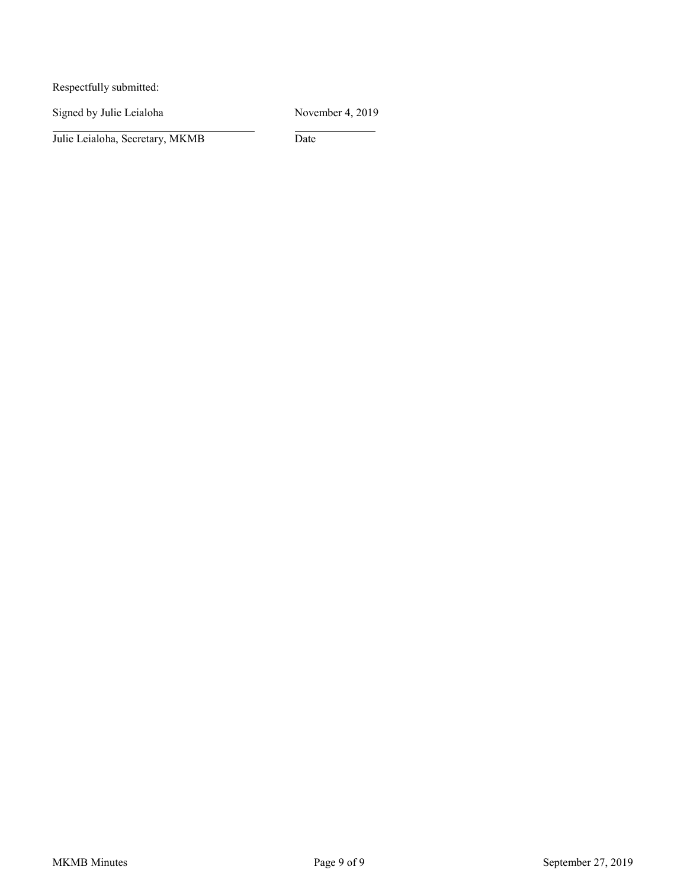Respectfully submitted:

| | |
|---|---|
| Signed by Julie Leialoha | November 4, 2019 |
| Julie Leialoha, Secretary, MKMB | Date |